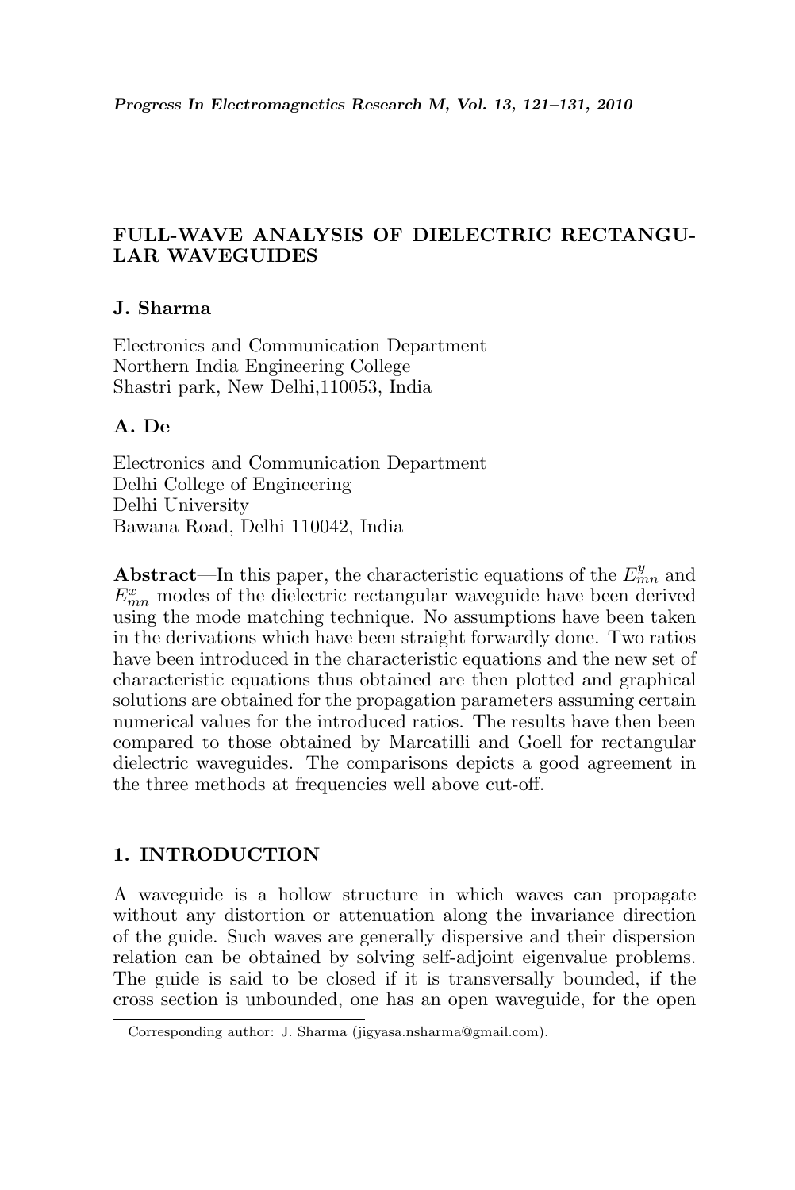# FULL-WAVE ANALYSIS OF DIELECTRIC RECTANGULAR WAVEGUIDES

**J. Sharma**

Electronics and Communication Department
Northern India Engineering College
Shastri park, New Delhi,110053, India

**A. De**

Electronics and Communication Department
Delhi College of Engineering
Delhi University
Bawana Road, Delhi 110042, India

**Abstract**—In this paper, the characteristic equations of the $E^y_{mn}$ and $E^x_{mn}$ modes of the dielectric rectangular waveguide have been derived using the mode matching technique. No assumptions have been taken in the derivations which have been straight forwardly done. Two ratios have been introduced in the characteristic equations and the new set of characteristic equations thus obtained are then plotted and graphical solutions are obtained for the propagation parameters assuming certain numerical values for the introduced ratios. The results have then been compared to those obtained by Marcatilli and Goell for rectangular dielectric waveguides. The comparisons depicts a good agreement in the three methods at frequencies well above cut-off.

## 1. INTRODUCTION

A waveguide is a hollow structure in which waves can propagate without any distortion or attenuation along the invariance direction of the guide. Such waves are generally dispersive and their dispersion relation can be obtained by solving self-adjoint eigenvalue problems. The guide is said to be closed if it is transversally bounded, if the cross section is unbounded, one has an open waveguide, for the open

Corresponding author: J. Sharma (jigyasa.nsharma@gmail.com).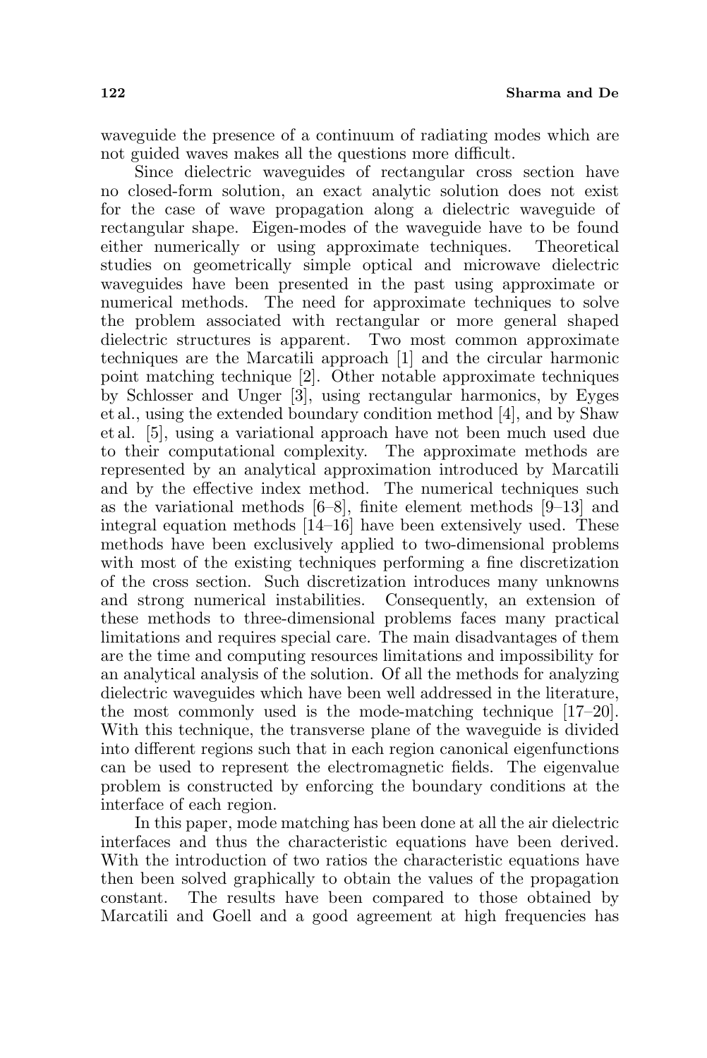waveguide the presence of a continuum of radiating modes which are not guided waves makes all the questions more difficult.

Since dielectric waveguides of rectangular cross section have no closed-form solution, an exact analytic solution does not exist for the case of wave propagation along a dielectric waveguide of rectangular shape. Eigen-modes of the waveguide have to be found either numerically or using approximate techniques. Theoretical studies on geometrically simple optical and microwave dielectric waveguides have been presented in the past using approximate or numerical methods. The need for approximate techniques to solve the problem associated with rectangular or more general shaped dielectric structures is apparent. Two most common approximate techniques are the Marcatili approach [1] and the circular harmonic point matching technique [2]. Other notable approximate techniques by Schlosser and Unger [3], using rectangular harmonics, by Eyges et al., using the extended boundary condition method [4], and by Shaw et al. [5], using a variational approach have not been much used due to their computational complexity. The approximate methods are represented by an analytical approximation introduced by Marcatili and by the effective index method. The numerical techniques such as the variational methods [6–8], finite element methods [9–13] and integral equation methods [14–16] have been extensively used. These methods have been exclusively applied to two-dimensional problems with most of the existing techniques performing a fine discretization of the cross section. Such discretization introduces many unknowns and strong numerical instabilities. Consequently, an extension of these methods to three-dimensional problems faces many practical limitations and requires special care. The main disadvantages of them are the time and computing resources limitations and impossibility for an analytical analysis of the solution. Of all the methods for analyzing dielectric waveguides which have been well addressed in the literature, the most commonly used is the mode-matching technique [17–20]. With this technique, the transverse plane of the waveguide is divided into different regions such that in each region canonical eigenfunctions can be used to represent the electromagnetic fields. The eigenvalue problem is constructed by enforcing the boundary conditions at the interface of each region.

In this paper, mode matching has been done at all the air dielectric interfaces and thus the characteristic equations have been derived. With the introduction of two ratios the characteristic equations have then been solved graphically to obtain the values of the propagation constant. The results have been compared to those obtained by Marcatili and Goell and a good agreement at high frequencies has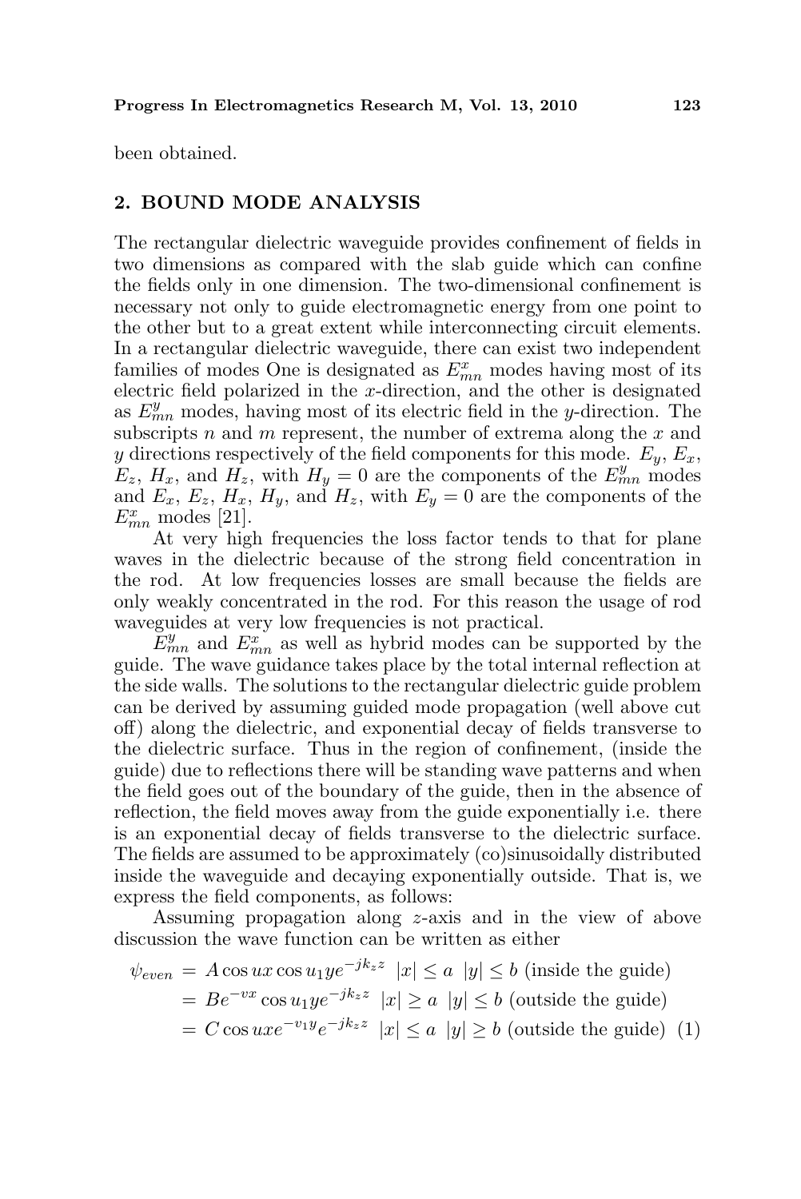been obtained.

## 2. BOUND MODE ANALYSIS

The rectangular dielectric waveguide provides confinement of fields in two dimensions as compared with the slab guide which can confine the fields only in one dimension. The two-dimensional confinement is necessary not only to guide electromagnetic energy from one point to the other but to a great extent while interconnecting circuit elements. In a rectangular dielectric waveguide, there can exist two independent families of modes One is designated as $E^x_{mn}$ modes having most of its electric field polarized in the $x$-direction, and the other is designated as $E^y_{mn}$ modes, having most of its electric field in the $y$-direction. The subscripts $n$ and $m$ represent, the number of extrema along the $x$ and $y$ directions respectively of the field components for this mode. $E_y$, $E_x$, $E_z$, $H_x$, and $H_z$, with $H_y = 0$ are the components of the $E^y_{mn}$ modes and $E_x$, $E_z$, $H_x$, $H_y$, and $H_z$, with $E_y = 0$ are the components of the $E^x_{mn}$ modes [21].

At very high frequencies the loss factor tends to that for plane waves in the dielectric because of the strong field concentration in the rod. At low frequencies losses are small because the fields are only weakly concentrated in the rod. For this reason the usage of rod waveguides at very low frequencies is not practical.

$E^y_{mn}$ and $E^x_{mn}$ as well as hybrid modes can be supported by the guide. The wave guidance takes place by the total internal reflection at the side walls. The solutions to the rectangular dielectric guide problem can be derived by assuming guided mode propagation (well above cut off) along the dielectric, and exponential decay of fields transverse to the dielectric surface. Thus in the region of confinement, (inside the guide) due to reflections there will be standing wave patterns and when the field goes out of the boundary of the guide, then in the absence of reflection, the field moves away from the guide exponentially i.e. there is an exponential decay of fields transverse to the dielectric surface. The fields are assumed to be approximately (co)sinusoidally distributed inside the waveguide and decaying exponentially outside. That is, we express the field components, as follows:

Assuming propagation along $z$-axis and in the view of above discussion the wave function can be written as either

$$
\begin{aligned}
\psi_{even} &= A\cos ux \cos u_1 y e^{-jk_z z} \quad |x| \le a \;\; |y| \le b \text{ (inside the guide)} \\
&= Be^{-vx} \cos u_1 y e^{-jk_z z} \quad |x| \ge a \;\; |y| \le b \text{ (outside the guide)} \\
&= C\cos ux e^{-v_1 y} e^{-jk_z z} \quad |x| \le a \;\; |y| \ge b \text{ (outside the guide)} \quad (1)
\end{aligned}
$$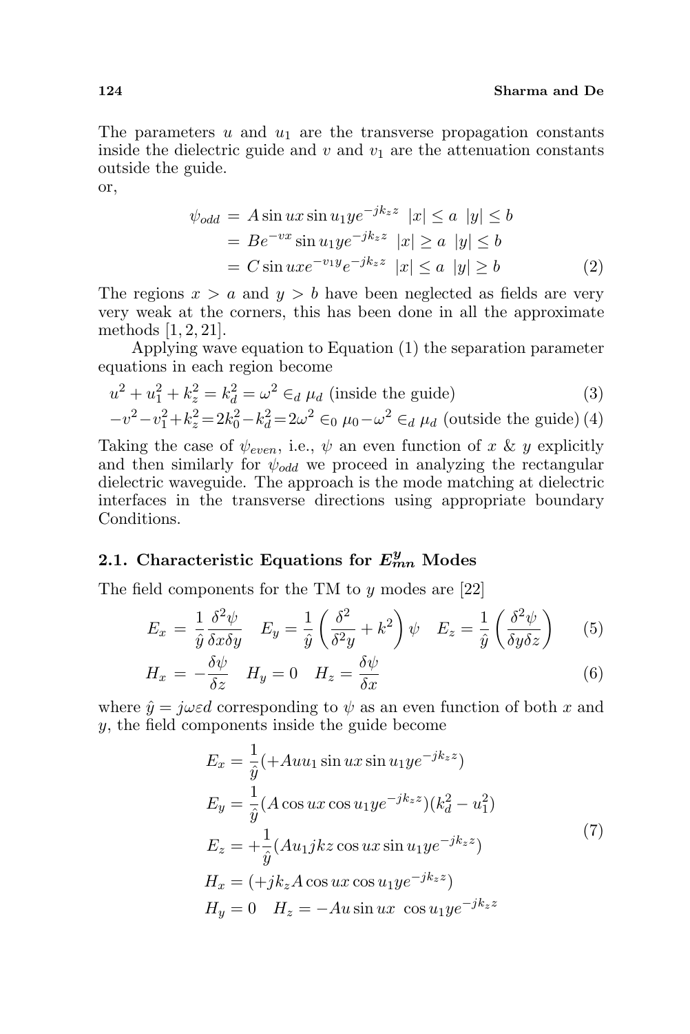The parameters $u$ and $u_1$ are the transverse propagation constants inside the dielectric guide and $v$ and $v_1$ are the attenuation constants outside the guide.
or,

$$
\begin{aligned}
\psi_{odd} &= A \sin ux \sin u_1 y e^{-jk_z z} \quad |x| \leq a \ \ |y| \leq b \\
&= B e^{-vx} \sin u_1 y e^{-jk_z z} \quad |x| \geq a \ \ |y| \leq b \\
&= C \sin ux e^{-v_1 y} e^{-jk_z z} \quad |x| \leq a \ \ |y| \geq b
\end{aligned} \tag{2}
$$

The regions $x > a$ and $y > b$ have been neglected as fields are very very weak at the corners, this has been done in all the approximate methods [1, 2, 21].

Applying wave equation to Equation (1) the separation parameter equations in each region become

$$u^2 + u_1^2 + k_z^2 = k_d^2 = \omega^2 \in_d \mu_d \text{ (inside the guide)} \tag{3}$$

$$-v^2 - v_1^2 + k_z^2 = 2k_0^2 - k_d^2 = 2\omega^2 \in_0 \mu_0 - \omega^2 \in_d \mu_d \text{ (outside the guide)} \tag{4}$$

Taking the case of $\psi_{even}$, i.e., $\psi$ an even function of $x$ & $y$ explicitly and then similarly for $\psi_{odd}$ we proceed in analyzing the rectangular dielectric waveguide. The approach is the mode matching at dielectric interfaces in the transverse directions using appropriate boundary Conditions.

## 2.1. Characteristic Equations for $E^y_{mn}$ Modes

The field components for the TM to $y$ modes are [22]

$$E_x = \frac{1}{\hat{y}} \frac{\delta^2 \psi}{\delta x \delta y} \quad E_y = \frac{1}{\hat{y}} \left( \frac{\delta^2}{\delta^2 y} + k^2 \right) \psi \quad E_z = \frac{1}{\hat{y}} \left( \frac{\delta^2 \psi}{\delta y \delta z} \right) \tag{5}$$

$$H_x = -\frac{\delta \psi}{\delta z} \quad H_y = 0 \quad H_z = \frac{\delta \psi}{\delta x} \tag{6}$$

where $\hat{y} = j\omega\varepsilon d$ corresponding to $\psi$ as an even function of both $x$ and $y$, the field components inside the guide become

$$
\begin{aligned}
E_x &= \frac{1}{\hat{y}} (+Auu_1 \sin ux \sin u_1 y e^{-jk_z z}) \\
E_y &= \frac{1}{\hat{y}} (A \cos ux \cos u_1 y e^{-jk_z z})(k_d^2 - u_1^2) \\
E_z &= +\frac{1}{\hat{y}} (Au_1 jkz \cos ux \sin u_1 y e^{-jk_z z}) \\
H_x &= (+jk_z A \cos ux \cos u_1 y e^{-jk_z z}) \\
H_y &= 0 \quad H_z = -Au \sin ux \ \cos u_1 y e^{-jk_z z}
\end{aligned} \tag{7}
$$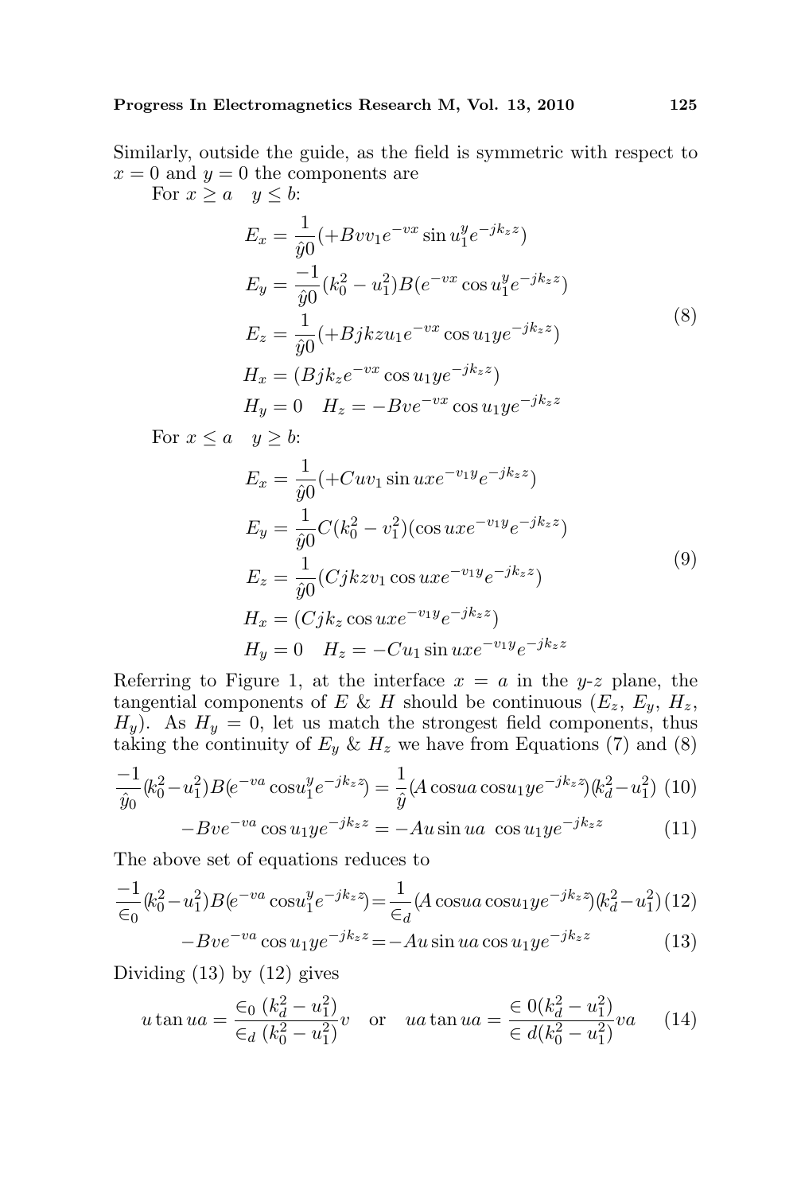Similarly, outside the guide, as the field is symmetric with respect to $x = 0$ and $y = 0$ the components are

For $x \geq a \quad y \leq b$:

$$
\begin{aligned}
E_x &= \frac{1}{\hat{y}0}(+Bvv_1 e^{-vx} \sin u_1^y e^{-jk_z z}) \\
E_y &= \frac{-1}{\hat{y}0}(k_0^2 - u_1^2)B(e^{-vx} \cos u_1^y e^{-jk_z z}) \\
E_z &= \frac{1}{\hat{y}0}(+Bjkzu_1 e^{-vx} \cos u_1 y e^{-jk_z z}) \\
H_x &= (Bjk_z e^{-vx} \cos u_1 y e^{-jk_z z}) \\
H_y &= 0 \quad H_z = -Bve^{-vx} \cos u_1 y e^{-jk_z z}
\end{aligned} \tag{8}
$$

For $x \leq a \quad y \geq b$:

$$
\begin{aligned}
E_x &= \frac{1}{\hat{y}0}(+Cuv_1 \sin uxe^{-v_1 y} e^{-jk_z z}) \\
E_y &= \frac{1}{\hat{y}0}C(k_0^2 - v_1^2)(\cos uxe^{-v_1 y} e^{-jk_z z}) \\
E_z &= \frac{1}{\hat{y}0}(Cjkzv_1 \cos uxe^{-v_1 y} e^{-jk_z z}) \\
H_x &= (Cjk_z \cos uxe^{-v_1 y} e^{-jk_z z}) \\
H_y &= 0 \quad H_z = -Cu_1 \sin uxe^{-v_1 y} e^{-jk_z z}
\end{aligned} \tag{9}
$$

Referring to Figure 1, at the interface $x = a$ in the $y$-$z$ plane, the tangential components of $E$ & $H$ should be continuous ($E_z$, $E_y$, $H_z$, $H_y$). As $H_y = 0$, let us match the strongest field components, thus taking the continuity of $E_y$ & $H_z$ we have from Equations (7) and (8)

$$
\frac{-1}{\hat{y}_0}(k_0^2 - u_1^2)B(e^{-va} \cos u_1^y e^{-jk_z z}) = \frac{1}{\hat{y}}(A \cos ua \cos u_1 y e^{-jk_z z})(k_d^2 - u_1^2) \tag{10}
$$

$$
-Bve^{-va} \cos u_1 y e^{-jk_z z} = -Au \sin ua \ \cos u_1 y e^{-jk_z z} \tag{11}
$$

The above set of equations reduces to

$$
\frac{-1}{\in_0}(k_0^2 - u_1^2)B(e^{-va} \cos u_1^y e^{-jk_z z}) = \frac{1}{\in_d}(A \cos ua \cos u_1 y e^{-jk_z z})(k_d^2 - u_1^2) \tag{12}
$$

$$
-Bve^{-va} \cos u_1 y e^{-jk_z z} = -Au \sin ua \cos u_1 y e^{-jk_z z} \tag{13}
$$

Dividing (13) by (12) gives

$$
u \tan ua = \frac{\in_0 \ (k_d^2 - u_1^2)}{\in_d \ (k_0^2 - u_1^2)} v \quad \text{or} \quad ua \tan ua = \frac{\in 0(k_d^2 - u_1^2)}{\in d(k_0^2 - u_1^2)} va \tag{14}
$$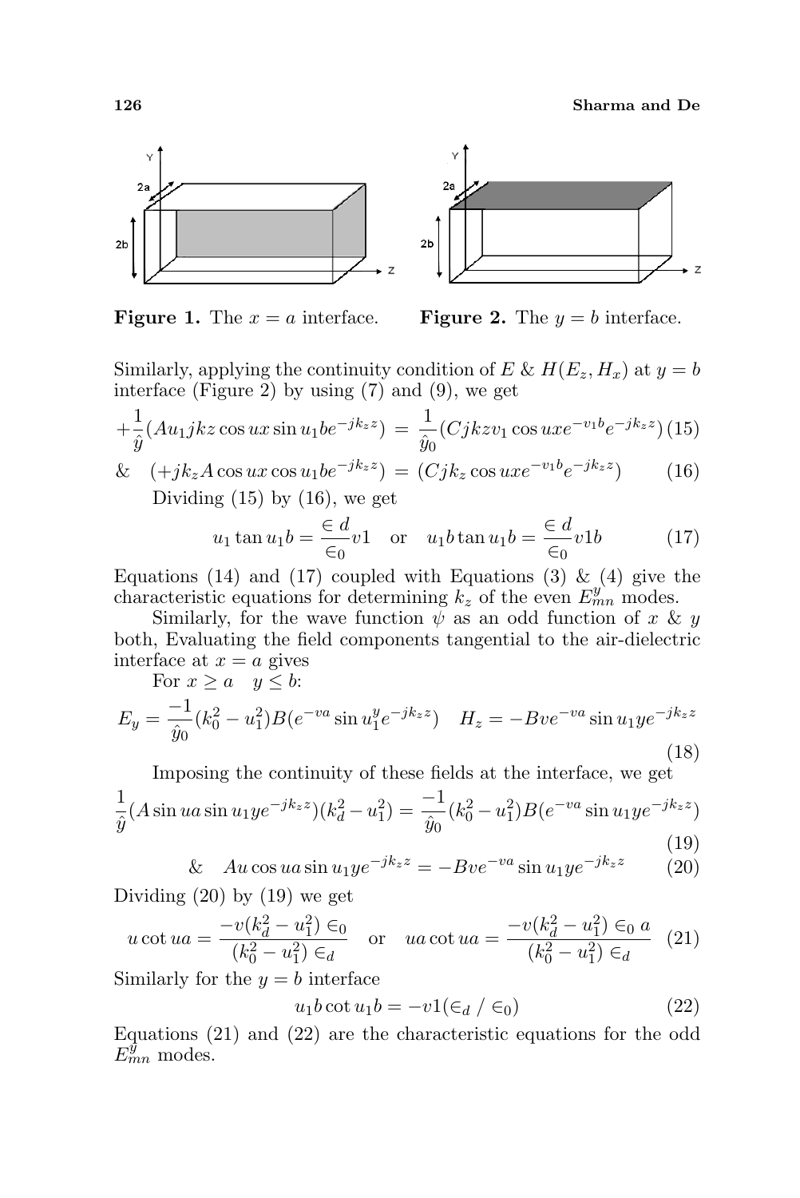Figure 1. The $x = a$ interface.

Figure 2. The $y = b$ interface.

Similarly, applying the continuity condition of $E$ & $H(E_z, H_x)$ at $y = b$ interface (Figure 2) by using (7) and (9), we get

$$+\frac{1}{\hat{y}}(Au_1jkz\cos ux\sin u_1be^{-jk_zz}) = \frac{1}{\hat{y}_0}(Cjkzv_1\cos uxe^{-v_1b}e^{-jk_zz}) \quad (15)$$

$$\& \quad (+jk_zA\cos ux\cos u_1be^{-jk_zz}) = (Cjk_z\cos uxe^{-v_1b}e^{-jk_zz}) \quad (16)$$

Dividing (15) by (16), we get

$$u_1\tan u_1b = \frac{\in d}{\in_0}v1 \quad \text{or} \quad u_1b\tan u_1b = \frac{\in d}{\in_0}v1b \quad (17)$$

Equations (14) and (17) coupled with Equations (3) & (4) give the characteristic equations for determining $k_z$ of the even $E^y_{mn}$ modes.

Similarly, for the wave function $\psi$ as an odd function of $x$ & $y$ both, Evaluating the field components tangential to the air-dielectric interface at $x = a$ gives

For $x \geq a \quad y \leq b$:

$$E_y = \frac{-1}{\hat{y}_0}(k_0^2 - u_1^2)B(e^{-va}\sin u_1^y e^{-jk_zz}) \quad H_z = -Bve^{-va}\sin u_1ye^{-jk_zz} \quad (18)$$

Imposing the continuity of these fields at the interface, we get

$$\frac{1}{\hat{y}}(A\sin ua\sin u_1ye^{-jk_zz})(k_d^2 - u_1^2) = \frac{-1}{\hat{y}_0}(k_0^2 - u_1^2)B(e^{-va}\sin u_1ye^{-jk_zz}) \quad (19)$$

$$\& \quad Au\cos ua\sin u_1ye^{-jk_zz} = -Bve^{-va}\sin u_1ye^{-jk_zz} \quad (20)$$

Dividing (20) by (19) we get

$$u\cot ua = \frac{-v(k_d^2 - u_1^2)\in_0}{(k_0^2 - u_1^2)\in_d} \quad \text{or} \quad ua\cot ua = \frac{-v(k_d^2 - u_1^2)\in_0 a}{(k_0^2 - u_1^2)\in_d} \quad (21)$$

Similarly for the $y = b$ interface

$$u_1b\cot u_1b = -v1(\in_d / \in_0) \quad (22)$$

Equations (21) and (22) are the characteristic equations for the odd $E^y_{mn}$ modes.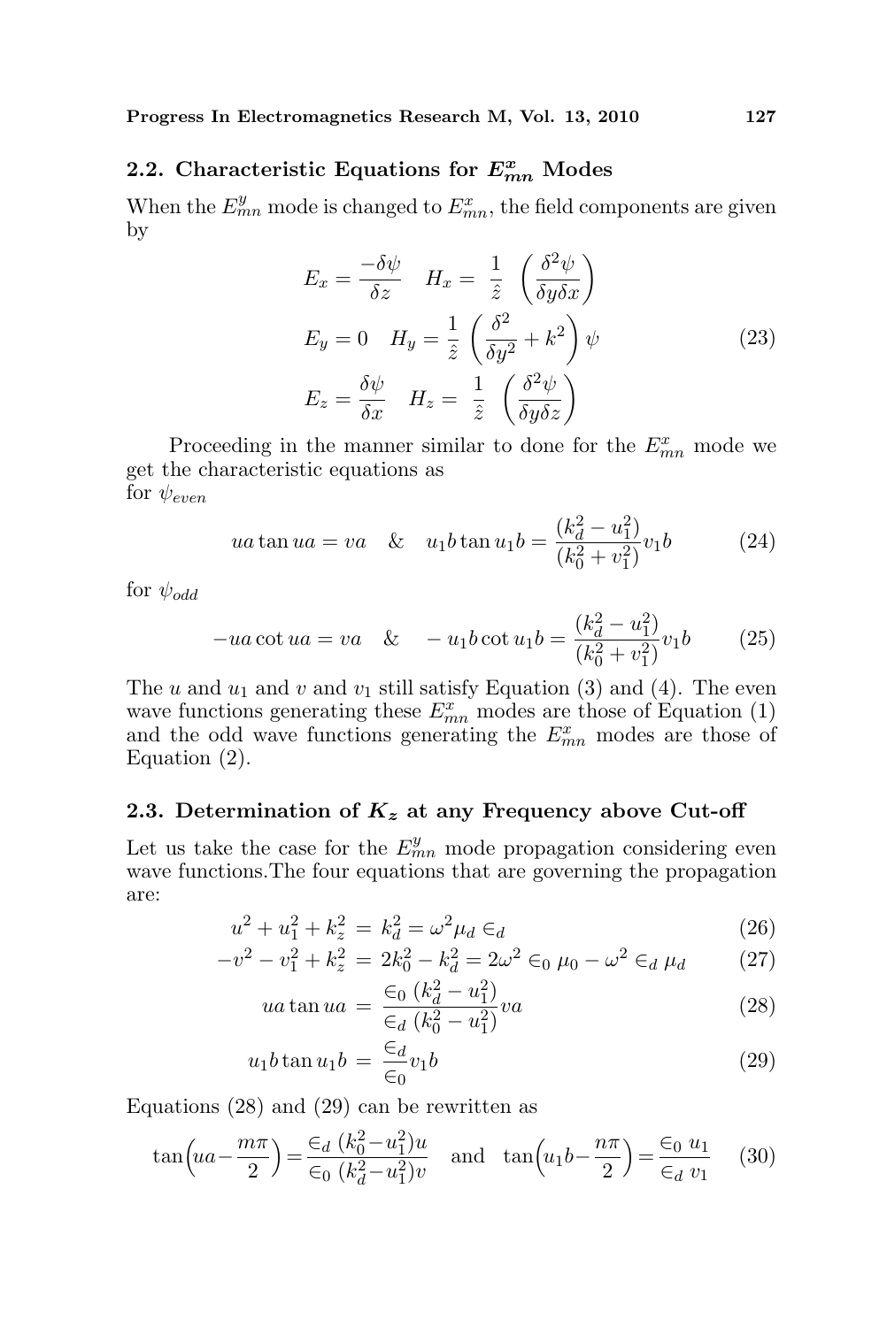## 2.2. Characteristic Equations for $E^x_{mn}$ Modes

When the $E^y_{mn}$ mode is changed to $E^x_{mn}$, the field components are given by

$$
\begin{aligned}
E_x &= \frac{-\delta\psi}{\delta z} \quad H_x = \frac{1}{\hat{z}}\left(\frac{\delta^2\psi}{\delta y \delta x}\right) \\
E_y &= 0 \quad H_y = \frac{1}{\hat{z}}\left(\frac{\delta^2}{\delta y^2} + k^2\right)\psi \\
E_z &= \frac{\delta\psi}{\delta x} \quad H_z = \frac{1}{\hat{z}}\left(\frac{\delta^2\psi}{\delta y \delta z}\right)
\end{aligned}
\tag{23}
$$

Proceeding in the manner similar to done for the $E^x_{mn}$ mode we get the characteristic equations as

for $\psi_{even}$

$$
ua \tan ua = va \quad \& \quad u_1 b \tan u_1 b = \frac{(k_d^2 - u_1^2)}{(k_0^2 + v_1^2)} v_1 b \tag{24}
$$

for $\psi_{odd}$

$$
-ua \cot ua = va \quad \& \quad -u_1 b \cot u_1 b = \frac{(k_d^2 - u_1^2)}{(k_0^2 + v_1^2)} v_1 b \tag{25}
$$

The $u$ and $u_1$ and $v$ and $v_1$ still satisfy Equation (3) and (4). The even wave functions generating these $E^x_{mn}$ modes are those of Equation (1) and the odd wave functions generating the $E^x_{mn}$ modes are those of Equation (2).

## 2.3. Determination of $K_z$ at any Frequency above Cut-off

Let us take the case for the $E^y_{mn}$ mode propagation considering even wave functions.The four equations that are governing the propagation are:

$$
u^2 + u_1^2 + k_z^2 = k_d^2 = \omega^2 \mu_d \in_d \tag{26}
$$

$$
-v^2 - v_1^2 + k_z^2 = 2k_0^2 - k_d^2 = 2\omega^2 \in_0 \mu_0 - \omega^2 \in_d \mu_d \tag{27}
$$

$$
ua \tan ua = \frac{\in_0 (k_d^2 - u_1^2)}{\in_d (k_0^2 - u_1^2)} va \tag{28}
$$

$$
u_1 b \tan u_1 b = \frac{\in_d}{\in_0} v_1 b \tag{29}
$$

Equations (28) and (29) can be rewritten as

$$
\tan\left(ua - \frac{m\pi}{2}\right) = \frac{\in_d (k_0^2 - u_1^2) u}{\in_0 (k_d^2 - u_1^2) v} \quad \text{and} \quad \tan\left(u_1 b - \frac{n\pi}{2}\right) = \frac{\in_0 u_1}{\in_d v_1} \tag{30}
$$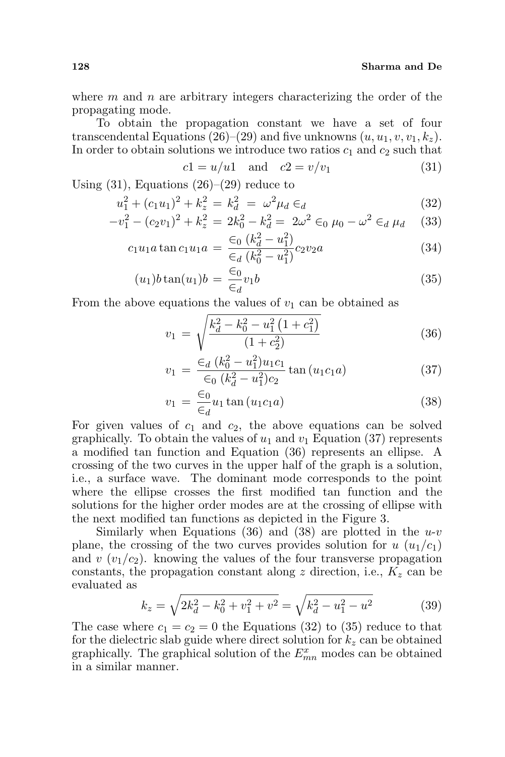where $m$ and $n$ are arbitrary integers characterizing the order of the propagating mode.

To obtain the propagation constant we have a set of four transcendental Equations (26)–(29) and five unknowns $(u, u_1, v, v_1, k_z)$. In order to obtain solutions we introduce two ratios $c_1$ and $c_2$ such that

$$c1 = u/u1 \quad \text{and} \quad c2 = v/v_1 \tag{31}$$

Using (31), Equations (26)–(29) reduce to

$$u_1^2 + (c_1 u_1)^2 + k_z^2 = k_d^2 = \omega^2 \mu_d \in_d \tag{32}$$

$$-v_1^2 - (c_2 v_1)^2 + k_z^2 = 2k_0^2 - k_d^2 = 2\omega^2 \in_0 \mu_0 - \omega^2 \in_d \mu_d \tag{33}$$

$$c_1 u_1 a \tan c_1 u_1 a = \frac{\in_0 (k_d^2 - u_1^2)}{\in_d (k_0^2 - u_1^2)} c_2 v_2 a \tag{34}$$

$$(u_1) b \tan(u_1) b = \frac{\in_0}{\in_d} v_1 b \tag{35}$$

From the above equations the values of $v_1$ can be obtained as

$$v_1 = \sqrt{\frac{k_d^2 - k_0^2 - u_1^2 \left(1 + c_1^2\right)}{(1 + c_2^2)}} \tag{36}$$

$$v_1 = \frac{\in_d (k_0^2 - u_1^2) u_1 c_1}{\in_0 (k_d^2 - u_1^2) c_2} \tan(u_1 c_1 a) \tag{37}$$

$$v_1 = \frac{\in_0}{\in_d} u_1 \tan(u_1 c_1 a) \tag{38}$$

For given values of $c_1$ and $c_2$, the above equations can be solved graphically. To obtain the values of $u_1$ and $v_1$ Equation (37) represents a modified tan function and Equation (36) represents an ellipse. A crossing of the two curves in the upper half of the graph is a solution, i.e., a surface wave. The dominant mode corresponds to the point where the ellipse crosses the first modified tan function and the solutions for the higher order modes are at the crossing of ellipse with the next modified tan functions as depicted in the Figure 3.

Similarly when Equations (36) and (38) are plotted in the $u$-$v$ plane, the crossing of the two curves provides solution for $u$ $(u_1/c_1)$ and $v$ $(v_1/c_2)$. knowing the values of the four transverse propagation constants, the propagation constant along $z$ direction, i.e., $K_z$ can be evaluated as

$$k_z = \sqrt{2k_d^2 - k_0^2 + v_1^2 + v^2} = \sqrt{k_d^2 - u_1^2 - u^2} \tag{39}$$

The case where $c_1 = c_2 = 0$ the Equations (32) to (35) reduce to that for the dielectric slab guide where direct solution for $k_z$ can be obtained graphically. The graphical solution of the $E_{mn}^x$ modes can be obtained in a similar manner.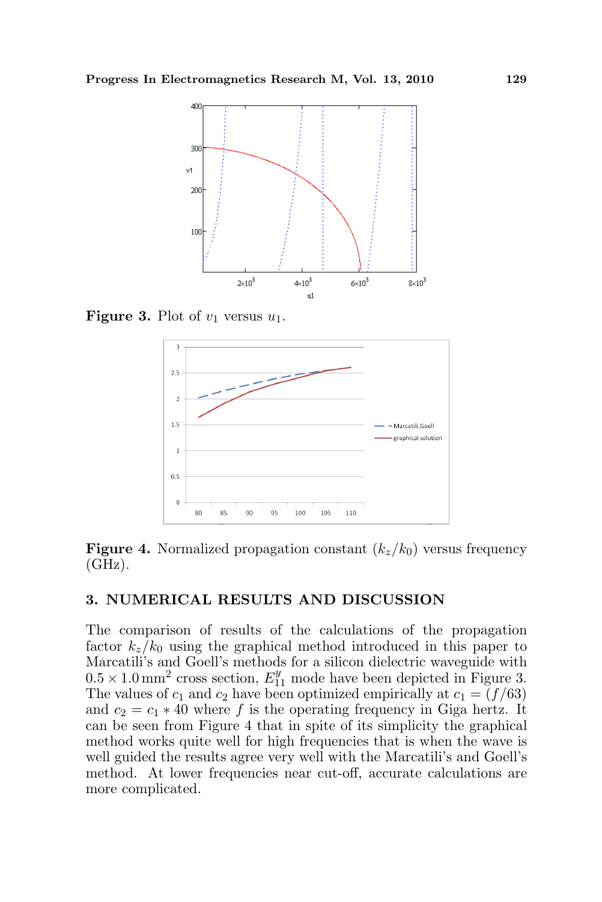400

300

v1

200

100

2×10^3

4×10^3

6×10^3

8×10^3

u1

**Figure 3.** Plot of $v_1$ versus $u_1$.

3

2.5

2

1.5

1

0.5

0

80 85 90 95 100 105 110

Marcatili,Goell

graphical solution

**Figure 4.** Normalized propagation constant $(k_z/k_0)$ versus frequency (GHz).

## 3. NUMERICAL RESULTS AND DISCUSSION

The comparison of results of the calculations of the propagation factor $k_z/k_0$ using the graphical method introduced in this paper to Marcatili's and Goell's methods for a silicon dielectric waveguide with $0.5 \times 1.0\,\text{mm}^2$ cross section, $E_{11}^y$ mode have been depicted in Figure 3. The values of $c_1$ and $c_2$ have been optimized empirically at $c_1 = (f/63)$ and $c_2 = c_1 * 40$ where $f$ is the operating frequency in Giga hertz. It can be seen from Figure 4 that in spite of its simplicity the graphical method works quite well for high frequencies that is when the wave is well guided the results agree very well with the Marcatili's and Goell's method. At lower frequencies near cut-off, accurate calculations are more complicated.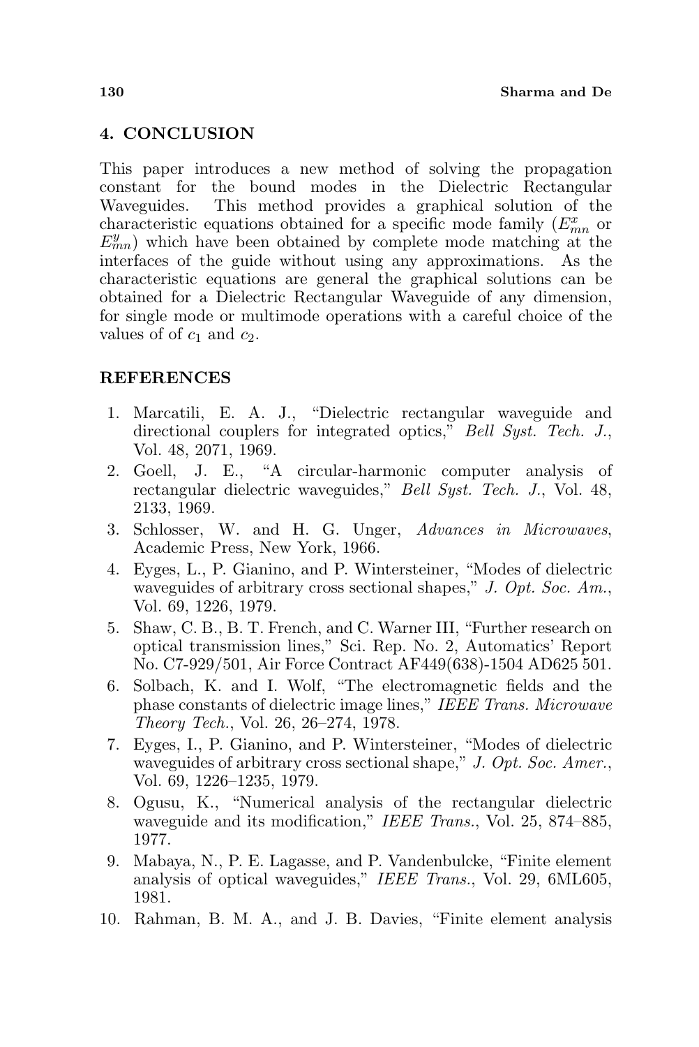## 4. CONCLUSION

This paper introduces a new method of solving the propagation constant for the bound modes in the Dielectric Rectangular Waveguides. This method provides a graphical solution of the characteristic equations obtained for a specific mode family ($E^x_{mn}$ or $E^y_{mn}$) which have been obtained by complete mode matching at the interfaces of the guide without using any approximations. As the characteristic equations are general the graphical solutions can be obtained for a Dielectric Rectangular Waveguide of any dimension, for single mode or multimode operations with a careful choice of the values of of $c_1$ and $c_2$.

## REFERENCES

1. Marcatili, E. A. J., "Dielectric rectangular waveguide and directional couplers for integrated optics," *Bell Syst. Tech. J.*, Vol. 48, 2071, 1969.
2. Goell, J. E., "A circular-harmonic computer analysis of rectangular dielectric waveguides," *Bell Syst. Tech. J.*, Vol. 48, 2133, 1969.
3. Schlosser, W. and H. G. Unger, *Advances in Microwaves*, Academic Press, New York, 1966.
4. Eyges, L., P. Gianino, and P. Wintersteiner, "Modes of dielectric waveguides of arbitrary cross sectional shapes," *J. Opt. Soc. Am.*, Vol. 69, 1226, 1979.
5. Shaw, C. B., B. T. French, and C. Warner III, "Further research on optical transmission lines," Sci. Rep. No. 2, Automatics' Report No. C7-929/501, Air Force Contract AF449(638)-1504 AD625 501.
6. Solbach, K. and I. Wolf, "The electromagnetic fields and the phase constants of dielectric image lines," *IEEE Trans. Microwave Theory Tech.*, Vol. 26, 26–274, 1978.
7. Eyges, I., P. Gianino, and P. Wintersteiner, "Modes of dielectric waveguides of arbitrary cross sectional shape," *J. Opt. Soc. Amer.*, Vol. 69, 1226–1235, 1979.
8. Ogusu, K., "Numerical analysis of the rectangular dielectric waveguide and its modification," *IEEE Trans.*, Vol. 25, 874–885, 1977.
9. Mabaya, N., P. E. Lagasse, and P. Vandenbulcke, "Finite element analysis of optical waveguides," *IEEE Trans.*, Vol. 29, 6ML605, 1981.
10. Rahman, B. M. A., and J. B. Davies, "Finite element analysis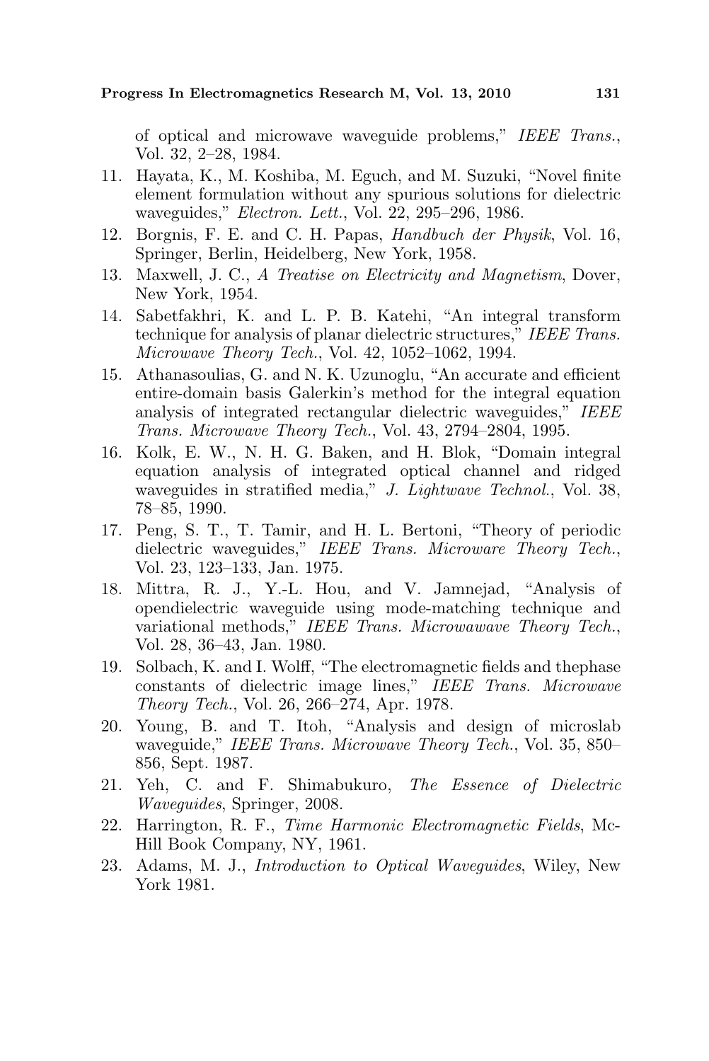of optical and microwave waveguide problems," *IEEE Trans.*, Vol. 32, 2–28, 1984.

11. Hayata, K., M. Koshiba, M. Eguch, and M. Suzuki, "Novel finite element formulation without any spurious solutions for dielectric waveguides," *Electron. Lett.*, Vol. 22, 295–296, 1986.
12. Borgnis, F. E. and C. H. Papas, *Handbuch der Physik*, Vol. 16, Springer, Berlin, Heidelberg, New York, 1958.
13. Maxwell, J. C., *A Treatise on Electricity and Magnetism*, Dover, New York, 1954.
14. Sabetfakhri, K. and L. P. B. Katehi, "An integral transform technique for analysis of planar dielectric structures," *IEEE Trans. Microwave Theory Tech.*, Vol. 42, 1052–1062, 1994.
15. Athanasoulias, G. and N. K. Uzunoglu, "An accurate and efficient entire-domain basis Galerkin's method for the integral equation analysis of integrated rectangular dielectric waveguides," *IEEE Trans. Microwave Theory Tech.*, Vol. 43, 2794–2804, 1995.
16. Kolk, E. W., N. H. G. Baken, and H. Blok, "Domain integral equation analysis of integrated optical channel and ridged waveguides in stratified media," *J. Lightwave Technol.*, Vol. 38, 78–85, 1990.
17. Peng, S. T., T. Tamir, and H. L. Bertoni, "Theory of periodic dielectric waveguides," *IEEE Trans. Microware Theory Tech.*, Vol. 23, 123–133, Jan. 1975.
18. Mittra, R. J., Y.-L. Hou, and V. Jamnejad, "Analysis of opendielectric waveguide using mode-matching technique and variational methods," *IEEE Trans. Microwawave Theory Tech.*, Vol. 28, 36–43, Jan. 1980.
19. Solbach, K. and I. Wolff, "The electromagnetic fields and thephase constants of dielectric image lines," *IEEE Trans. Microwave Theory Tech.*, Vol. 26, 266–274, Apr. 1978.
20. Young, B. and T. Itoh, "Analysis and design of microslab waveguide," *IEEE Trans. Microwave Theory Tech.*, Vol. 35, 850–856, Sept. 1987.
21. Yeh, C. and F. Shimabukuro, *The Essence of Dielectric Waveguides*, Springer, 2008.
22. Harrington, R. F., *Time Harmonic Electromagnetic Fields*, Mc-Hill Book Company, NY, 1961.
23. Adams, M. J., *Introduction to Optical Waveguides*, Wiley, New York 1981.